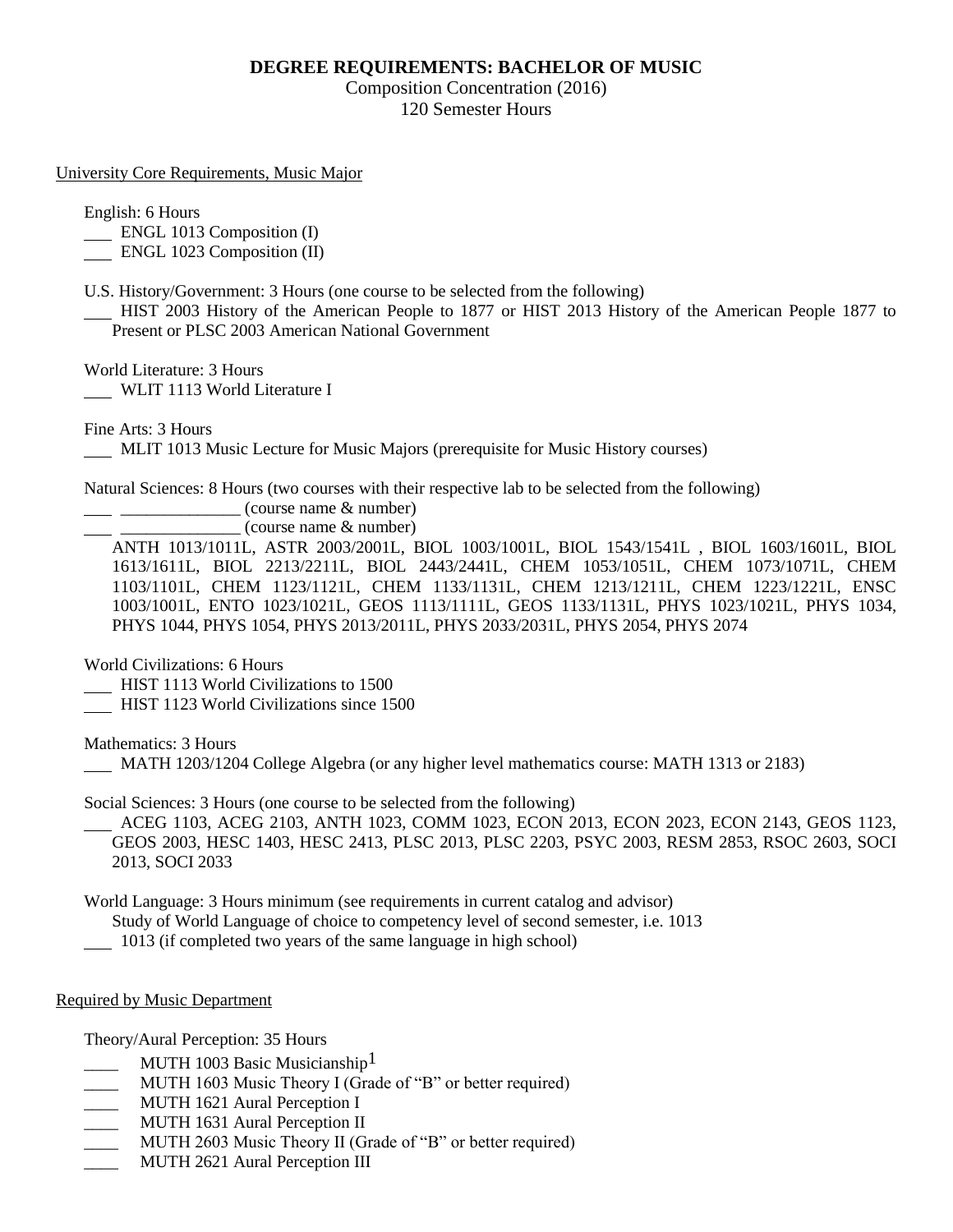# DEGREE REQUIREMENTS: BACHELOR OF MUSIC

Composition Concentration (2016)

120 Semester Hours

## University Core Requirements, Music Major

English: 6 Hours

___ ENGL 1013 Composition (I)

___ ENGL 1023 Composition (II)

U.S. History/Government: 3 Hours (one course to be selected from the following)

___ HIST 2003 History of the American People to 1877 or HIST 2013 History of the American People 1877 to Present or PLSC 2003 American National Government

World Literature: 3 Hours

___ WLIT 1113 World Literature I

Fine Arts: 3 Hours

___ MLIT 1013 Music Lecture for Music Majors (prerequisite for Music History courses)

Natural Sciences: 8 Hours (two courses with their respective lab to be selected from the following)

___ ______________ (course name & number)

___ ______________ (course name & number)

ANTH 1013/1011L, ASTR 2003/2001L, BIOL 1003/1001L, BIOL 1543/1541L , BIOL 1603/1601L, BIOL 1613/1611L, BIOL 2213/2211L, BIOL 2443/2441L, CHEM 1053/1051L, CHEM 1073/1071L, CHEM 1103/1101L, CHEM 1123/1121L, CHEM 1133/1131L, CHEM 1213/1211L, CHEM 1223/1221L, ENSC 1003/1001L, ENTO 1023/1021L, GEOS 1113/1111L, GEOS 1133/1131L, PHYS 1023/1021L, PHYS 1034, PHYS 1044, PHYS 1054, PHYS 2013/2011L, PHYS 2033/2031L, PHYS 2054, PHYS 2074

World Civilizations: 6 Hours

___ HIST 1113 World Civilizations to 1500

___ HIST 1123 World Civilizations since 1500

Mathematics: 3 Hours

___ MATH 1203/1204 College Algebra (or any higher level mathematics course: MATH 1313 or 2183)

Social Sciences: 3 Hours (one course to be selected from the following)

___ ACEG 1103, ACEG 2103, ANTH 1023, COMM 1023, ECON 2013, ECON 2023, ECON 2143, GEOS 1123, GEOS 2003, HESC 1403, HESC 2413, PLSC 2013, PLSC 2203, PSYC 2003, RESM 2853, RSOC 2603, SOCI 2013, SOCI 2033

World Language: 3 Hours minimum (see requirements in current catalog and advisor)

Study of World Language of choice to competency level of second semester, i.e. 1013

___ 1013 (if completed two years of the same language in high school)

## Required by Music Department

Theory/Aural Perception: 35 Hours

____ MUTH 1003 Basic Musicianship[1]

____ MUTH 1603 Music Theory I (Grade of "B" or better required)

____ MUTH 1621 Aural Perception I

____ MUTH 1631 Aural Perception II

____ MUTH 2603 Music Theory II (Grade of "B" or better required)

____ MUTH 2621 Aural Perception III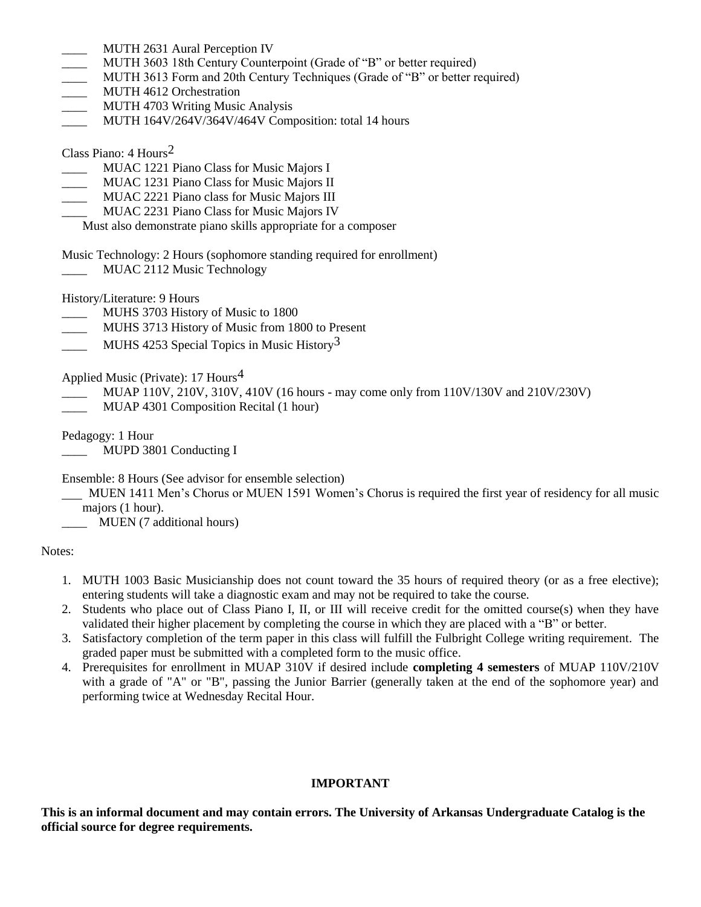____ MUTH 2631 Aural Perception IV
____ MUTH 3603 18th Century Counterpoint (Grade of "B" or better required)
____ MUTH 3613 Form and 20th Century Techniques (Grade of "B" or better required)
____ MUTH 4612 Orchestration
____ MUTH 4703 Writing Music Analysis
____ MUTH 164V/264V/364V/464V Composition: total 14 hours

Class Piano: 4 Hours[2]
____ MUAC 1221 Piano Class for Music Majors I
____ MUAC 1231 Piano Class for Music Majors II
____ MUAC 2221 Piano class for Music Majors III
____ MUAC 2231 Piano Class for Music Majors IV
Must also demonstrate piano skills appropriate for a composer

Music Technology: 2 Hours (sophomore standing required for enrollment)
____ MUAC 2112 Music Technology

History/Literature: 9 Hours
____ MUHS 3703 History of Music to 1800
____ MUHS 3713 History of Music from 1800 to Present
____ MUHS 4253 Special Topics in Music History[3]

Applied Music (Private): 17 Hours[4]
____ MUAP 110V, 210V, 310V, 410V (16 hours - may come only from 110V/130V and 210V/230V)
____ MUAP 4301 Composition Recital (1 hour)

Pedagogy: 1 Hour
____ MUPD 3801 Conducting I

Ensemble: 8 Hours (See advisor for ensemble selection)
___ MUEN 1411 Men's Chorus or MUEN 1591 Women's Chorus is required the first year of residency for all music majors (1 hour).
____ MUEN (7 additional hours)

Notes:

1. MUTH 1003 Basic Musicianship does not count toward the 35 hours of required theory (or as a free elective); entering students will take a diagnostic exam and may not be required to take the course.
2. Students who place out of Class Piano I, II, or III will receive credit for the omitted course(s) when they have validated their higher placement by completing the course in which they are placed with a "B" or better.
3. Satisfactory completion of the term paper in this class will fulfill the Fulbright College writing requirement. The graded paper must be submitted with a completed form to the music office.
4. Prerequisites for enrollment in MUAP 310V if desired include **completing 4 semesters** of MUAP 110V/210V with a grade of "A" or "B", passing the Junior Barrier (generally taken at the end of the sophomore year) and performing twice at Wednesday Recital Hour.

**IMPORTANT**

**This is an informal document and may contain errors. The University of Arkansas Undergraduate Catalog is the official source for degree requirements.**